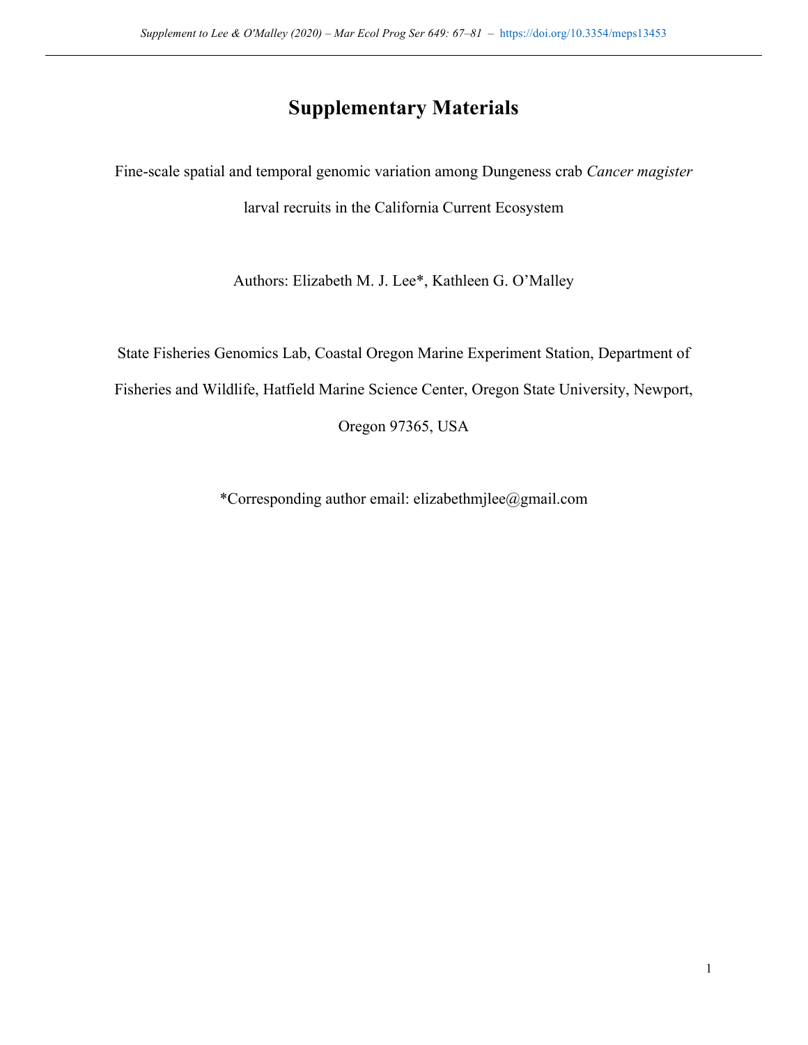# Supplementary Materials

Fine-scale spatial and temporal genomic variation among Dungeness crab *Cancer magister* larval recruits in the California Current Ecosystem

Authors: Elizabeth M. J. Lee*, Kathleen G. O'Malley

State Fisheries Genomics Lab, Coastal Oregon Marine Experiment Station, Department of Fisheries and Wildlife, Hatfield Marine Science Center, Oregon State University, Newport, Oregon 97365, USA

*Corresponding author email: elizabethmjlee@gmail.com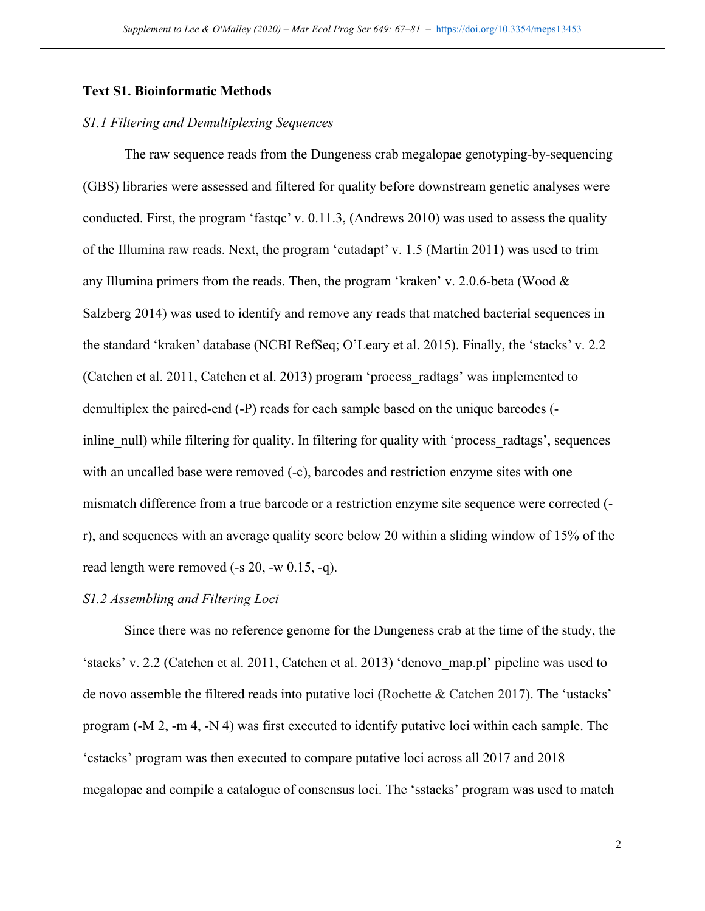**Text S1. Bioinformatic Methods**

*S1.1 Filtering and Demultiplexing Sequences*

The raw sequence reads from the Dungeness crab megalopae genotyping-by-sequencing (GBS) libraries were assessed and filtered for quality before downstream genetic analyses were conducted. First, the program 'fastqc' v. 0.11.3, (Andrews 2010) was used to assess the quality of the Illumina raw reads. Next, the program 'cutadapt' v. 1.5 (Martin 2011) was used to trim any Illumina primers from the reads. Then, the program 'kraken' v. 2.0.6-beta (Wood & Salzberg 2014) was used to identify and remove any reads that matched bacterial sequences in the standard 'kraken' database (NCBI RefSeq; O'Leary et al. 2015). Finally, the 'stacks' v. 2.2 (Catchen et al. 2011, Catchen et al. 2013) program 'process_radtags' was implemented to demultiplex the paired-end (-P) reads for each sample based on the unique barcodes (-inline_null) while filtering for quality. In filtering for quality with 'process_radtags', sequences with an uncalled base were removed (-c), barcodes and restriction enzyme sites with one mismatch difference from a true barcode or a restriction enzyme site sequence were corrected (-r), and sequences with an average quality score below 20 within a sliding window of 15% of the read length were removed (-s 20, -w 0.15, -q).

*S1.2 Assembling and Filtering Loci*

Since there was no reference genome for the Dungeness crab at the time of the study, the 'stacks' v. 2.2 (Catchen et al. 2011, Catchen et al. 2013) 'denovo_map.pl' pipeline was used to de novo assemble the filtered reads into putative loci (Rochette & Catchen 2017). The 'ustacks' program (-M 2, -m 4, -N 4) was first executed to identify putative loci within each sample. The 'cstacks' program was then executed to compare putative loci across all 2017 and 2018 megalopae and compile a catalogue of consensus loci. The 'sstacks' program was used to match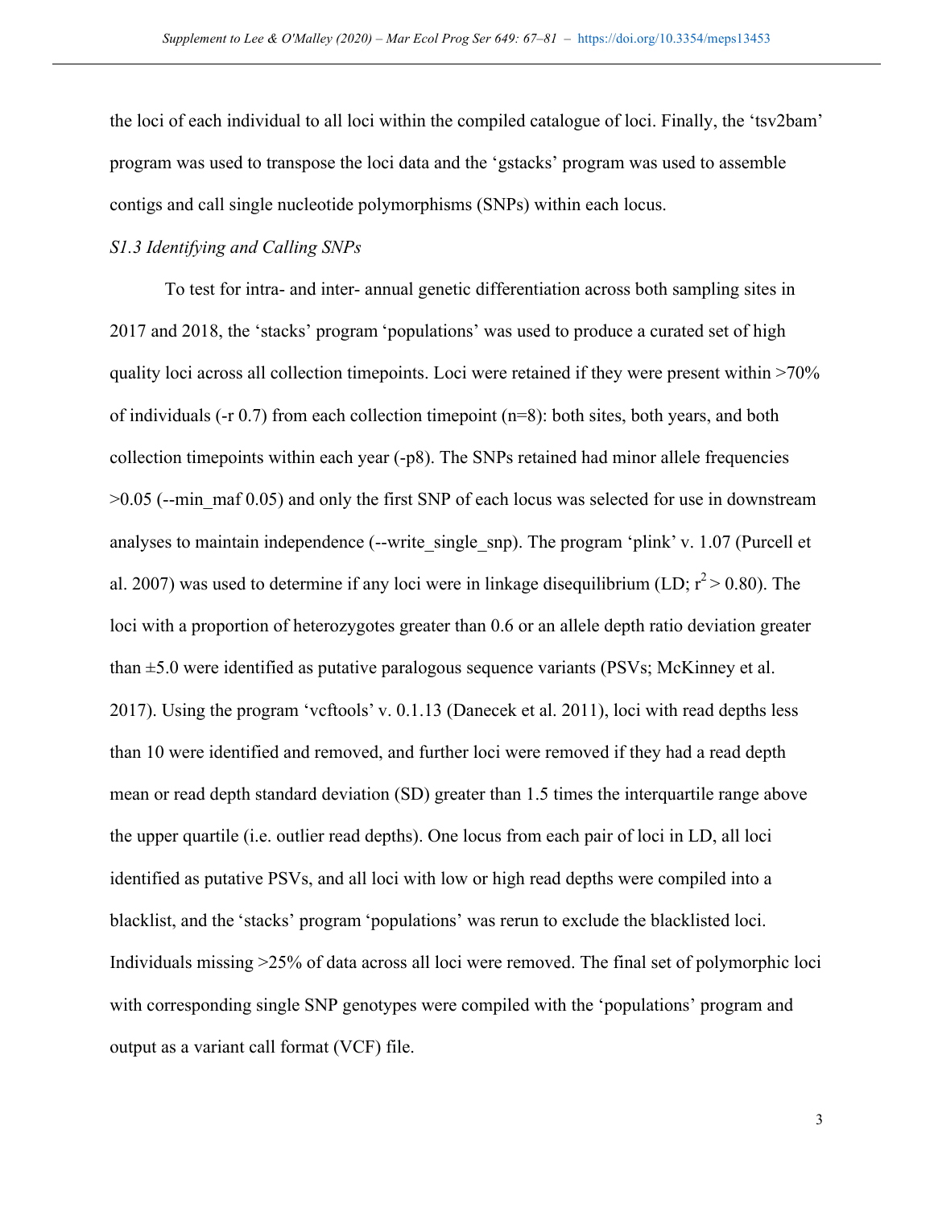the loci of each individual to all loci within the compiled catalogue of loci. Finally, the 'tsv2bam' program was used to transpose the loci data and the 'gstacks' program was used to assemble contigs and call single nucleotide polymorphisms (SNPs) within each locus.

### *S1.3 Identifying and Calling SNPs*

To test for intra- and inter- annual genetic differentiation across both sampling sites in 2017 and 2018, the 'stacks' program 'populations' was used to produce a curated set of high quality loci across all collection timepoints. Loci were retained if they were present within >70% of individuals (-r 0.7) from each collection timepoint (n=8): both sites, both years, and both collection timepoints within each year (-p8). The SNPs retained had minor allele frequencies >0.05 (--min_maf 0.05) and only the first SNP of each locus was selected for use in downstream analyses to maintain independence (--write_single_snp). The program 'plink' v. 1.07 (Purcell et al. 2007) was used to determine if any loci were in linkage disequilibrium (LD; $r^2 > 0.80$). The loci with a proportion of heterozygotes greater than 0.6 or an allele depth ratio deviation greater than ±5.0 were identified as putative paralogous sequence variants (PSVs; McKinney et al. 2017). Using the program 'vcftools' v. 0.1.13 (Danecek et al. 2011), loci with read depths less than 10 were identified and removed, and further loci were removed if they had a read depth mean or read depth standard deviation (SD) greater than 1.5 times the interquartile range above the upper quartile (i.e. outlier read depths). One locus from each pair of loci in LD, all loci identified as putative PSVs, and all loci with low or high read depths were compiled into a blacklist, and the 'stacks' program 'populations' was rerun to exclude the blacklisted loci. Individuals missing >25% of data across all loci were removed. The final set of polymorphic loci with corresponding single SNP genotypes were compiled with the 'populations' program and output as a variant call format (VCF) file.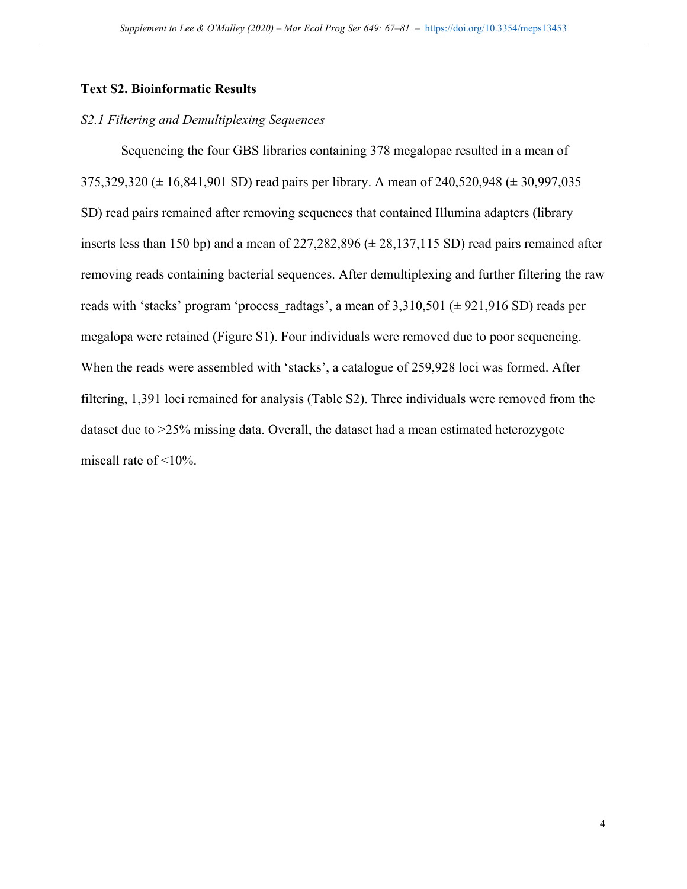**Text S2. Bioinformatic Results**

*S2.1 Filtering and Demultiplexing Sequences*

Sequencing the four GBS libraries containing 378 megalopae resulted in a mean of 375,329,320 (± 16,841,901 SD) read pairs per library. A mean of 240,520,948 (± 30,997,035 SD) read pairs remained after removing sequences that contained Illumina adapters (library inserts less than 150 bp) and a mean of 227,282,896 (± 28,137,115 SD) read pairs remained after removing reads containing bacterial sequences. After demultiplexing and further filtering the raw reads with 'stacks' program 'process_radtags', a mean of 3,310,501 (± 921,916 SD) reads per megalopa were retained (Figure S1). Four individuals were removed due to poor sequencing. When the reads were assembled with 'stacks', a catalogue of 259,928 loci was formed. After filtering, 1,391 loci remained for analysis (Table S2). Three individuals were removed from the dataset due to >25% missing data. Overall, the dataset had a mean estimated heterozygote miscall rate of <10%.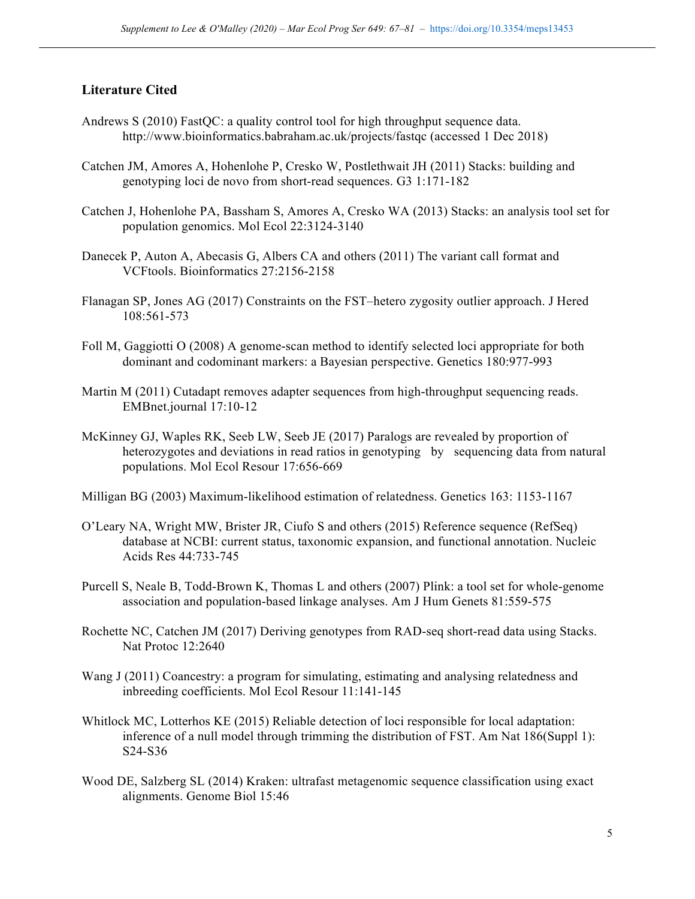## Literature Cited

Andrews S (2010) FastQC: a quality control tool for high throughput sequence data. http://www.bioinformatics.babraham.ac.uk/projects/fastqc (accessed 1 Dec 2018)

Catchen JM, Amores A, Hohenlohe P, Cresko W, Postlethwait JH (2011) Stacks: building and genotyping loci de novo from short-read sequences. G3 1:171-182

Catchen J, Hohenlohe PA, Bassham S, Amores A, Cresko WA (2013) Stacks: an analysis tool set for population genomics. Mol Ecol 22:3124-3140

Danecek P, Auton A, Abecasis G, Albers CA and others (2011) The variant call format and VCFtools. Bioinformatics 27:2156-2158

Flanagan SP, Jones AG (2017) Constraints on the FST–hetero zygosity outlier approach. J Hered 108:561-573

Foll M, Gaggiotti O (2008) A genome-scan method to identify selected loci appropriate for both dominant and codominant markers: a Bayesian perspective. Genetics 180:977-993

Martin M (2011) Cutadapt removes adapter sequences from high-throughput sequencing reads. EMBnet.journal 17:10-12

McKinney GJ, Waples RK, Seeb LW, Seeb JE (2017) Paralogs are revealed by proportion of heterozygotes and deviations in read ratios in genotyping by sequencing data from natural populations. Mol Ecol Resour 17:656-669

Milligan BG (2003) Maximum-likelihood estimation of relatedness. Genetics 163: 1153-1167

O'Leary NA, Wright MW, Brister JR, Ciufo S and others (2015) Reference sequence (RefSeq) database at NCBI: current status, taxonomic expansion, and functional annotation. Nucleic Acids Res 44:733-745

Purcell S, Neale B, Todd-Brown K, Thomas L and others (2007) Plink: a tool set for whole-genome association and population-based linkage analyses. Am J Hum Genets 81:559-575

Rochette NC, Catchen JM (2017) Deriving genotypes from RAD-seq short-read data using Stacks. Nat Protoc 12:2640

Wang J (2011) Coancestry: a program for simulating, estimating and analysing relatedness and inbreeding coefficients. Mol Ecol Resour 11:141-145

Whitlock MC, Lotterhos KE (2015) Reliable detection of loci responsible for local adaptation: inference of a null model through trimming the distribution of FST. Am Nat 186(Suppl 1): S24-S36

Wood DE, Salzberg SL (2014) Kraken: ultrafast metagenomic sequence classification using exact alignments. Genome Biol 15:46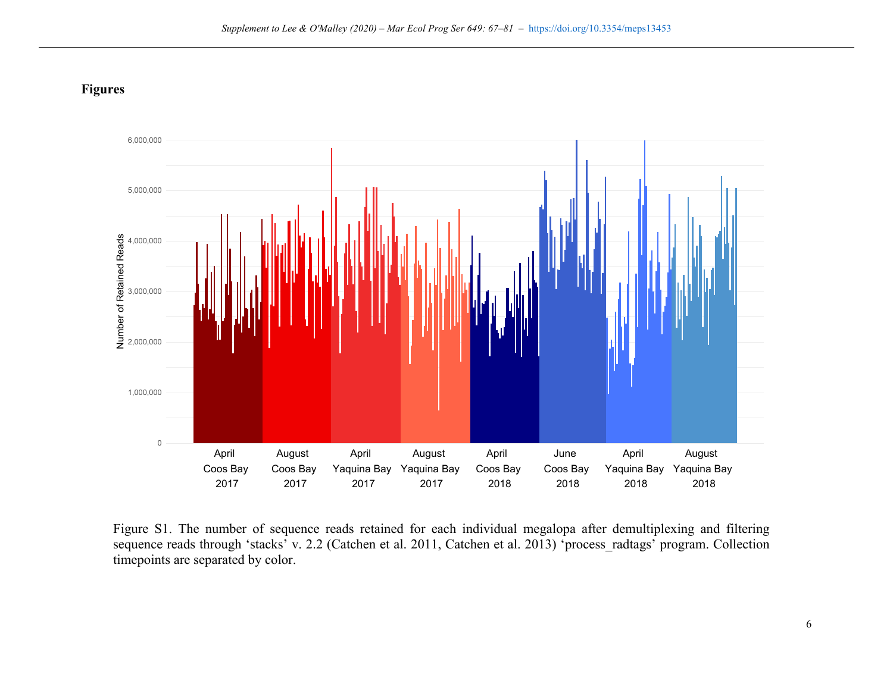## Figures

Figure S1. The number of sequence reads retained for each individual megalopa after demultiplexing and filtering sequence reads through 'stacks' v. 2.2 (Catchen et al. 2011, Catchen et al. 2013) 'process_radtags' program. Collection timepoints are separated by color.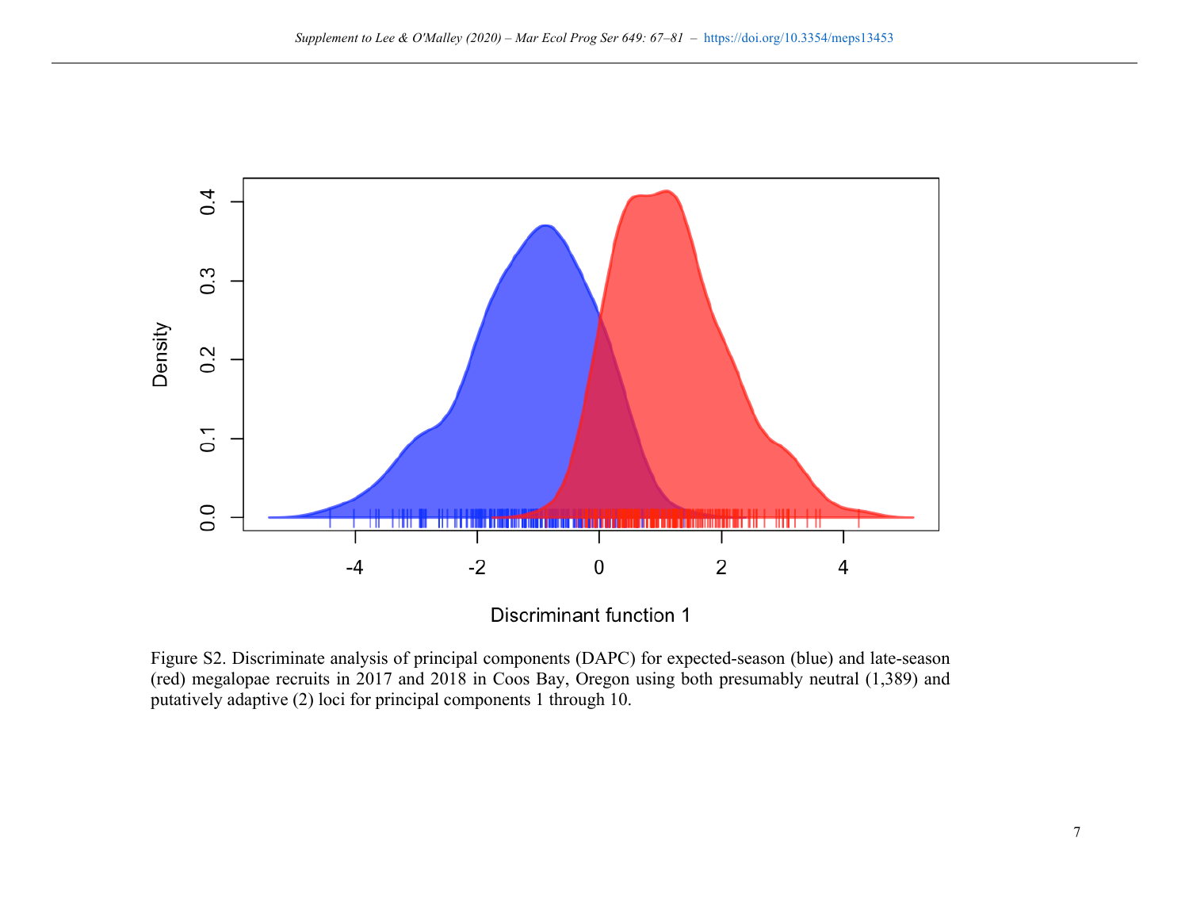Figure S2. Discriminate analysis of principal components (DAPC) for expected-season (blue) and late-season (red) megalopae recruits in 2017 and 2018 in Coos Bay, Oregon using both presumably neutral (1,389) and putatively adaptive (2) loci for principal components 1 through 10.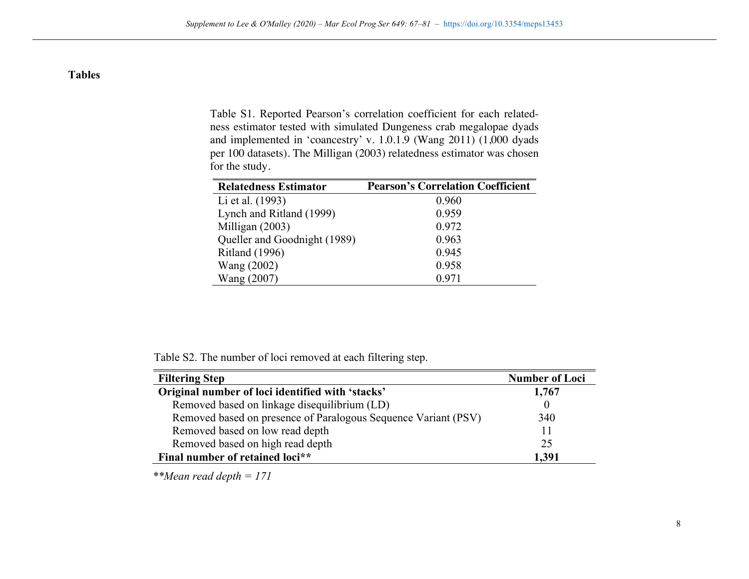## Tables

Table S1. Reported Pearson's correlation coefficient for each relatedness estimator tested with simulated Dungeness crab megalopae dyads and implemented in 'coancestry' v. 1.0.1.9 (Wang 2011) (1,000 dyads per 100 datasets). The Milligan (2003) relatedness estimator was chosen for the study.

| Relatedness Estimator | Pearson's Correlation Coefficient |
|---|---|
| Li et al. (1993) | 0.960 |
| Lynch and Ritland (1999) | 0.959 |
| Milligan (2003) | 0.972 |
| Queller and Goodnight (1989) | 0.963 |
| Ritland (1996) | 0.945 |
| Wang (2002) | 0.958 |
| Wang (2007) | 0.971 |

Table S2. The number of loci removed at each filtering step.

| Filtering Step | Number of Loci |
|---|---|
| **Original number of loci identified with 'stacks'** | **1,767** |
| Removed based on linkage disequilibrium (LD) | 0 |
| Removed based on presence of Paralogous Sequence Variant (PSV) | 340 |
| Removed based on low read depth | 11 |
| Removed based on high read depth | 25 |
| **Final number of retained loci**** | **1,391** |

***Mean read depth = 171*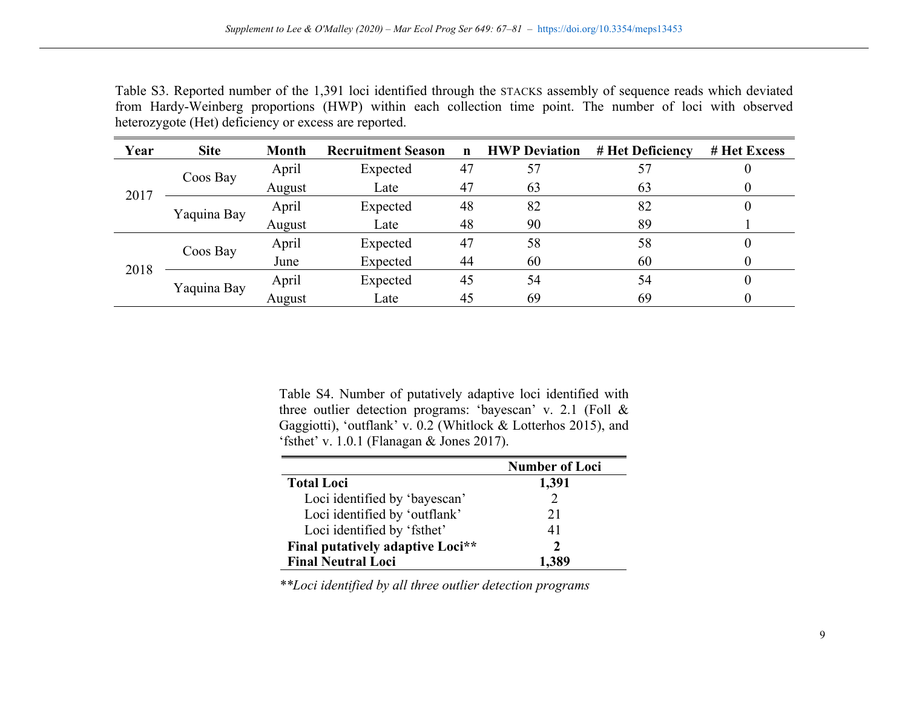Table S3. Reported number of the 1,391 loci identified through the STACKS assembly of sequence reads which deviated from Hardy-Weinberg proportions (HWP) within each collection time point. The number of loci with observed heterozygote (Het) deficiency or excess are reported.

| Year | Site | Month | Recruitment Season | n | HWP Deviation | # Het Deficiency | # Het Excess |
|---|---|---|---|---|---|---|---|
| 2017 | Coos Bay | April | Expected | 47 | 57 | 57 | 0 |
| | | August | Late | 47 | 63 | 63 | 0 |
| | Yaquina Bay | April | Expected | 48 | 82 | 82 | 0 |
| | | August | Late | 48 | 90 | 89 | 1 |
| 2018 | Coos Bay | April | Expected | 47 | 58 | 58 | 0 |
| | | June | Expected | 44 | 60 | 60 | 0 |
| | Yaquina Bay | April | Expected | 45 | 54 | 54 | 0 |
| | | August | Late | 45 | 69 | 69 | 0 |

Table S4. Number of putatively adaptive loci identified with three outlier detection programs: 'bayescan' v. 2.1 (Foll & Gaggiotti), 'outflank' v. 0.2 (Whitlock & Lotterhos 2015), and 'fsthet' v. 1.0.1 (Flanagan & Jones 2017).

| | Number of Loci |
|---|---|
| **Total Loci** | **1,391** |
| Loci identified by 'bayescan' | 2 |
| Loci identified by 'outflank' | 21 |
| Loci identified by 'fsthet' | 41 |
| **Final putatively adaptive Loci**** | **2** |
| **Final Neutral Loci** | **1,389** |

*\*\*Loci identified by all three outlier detection programs*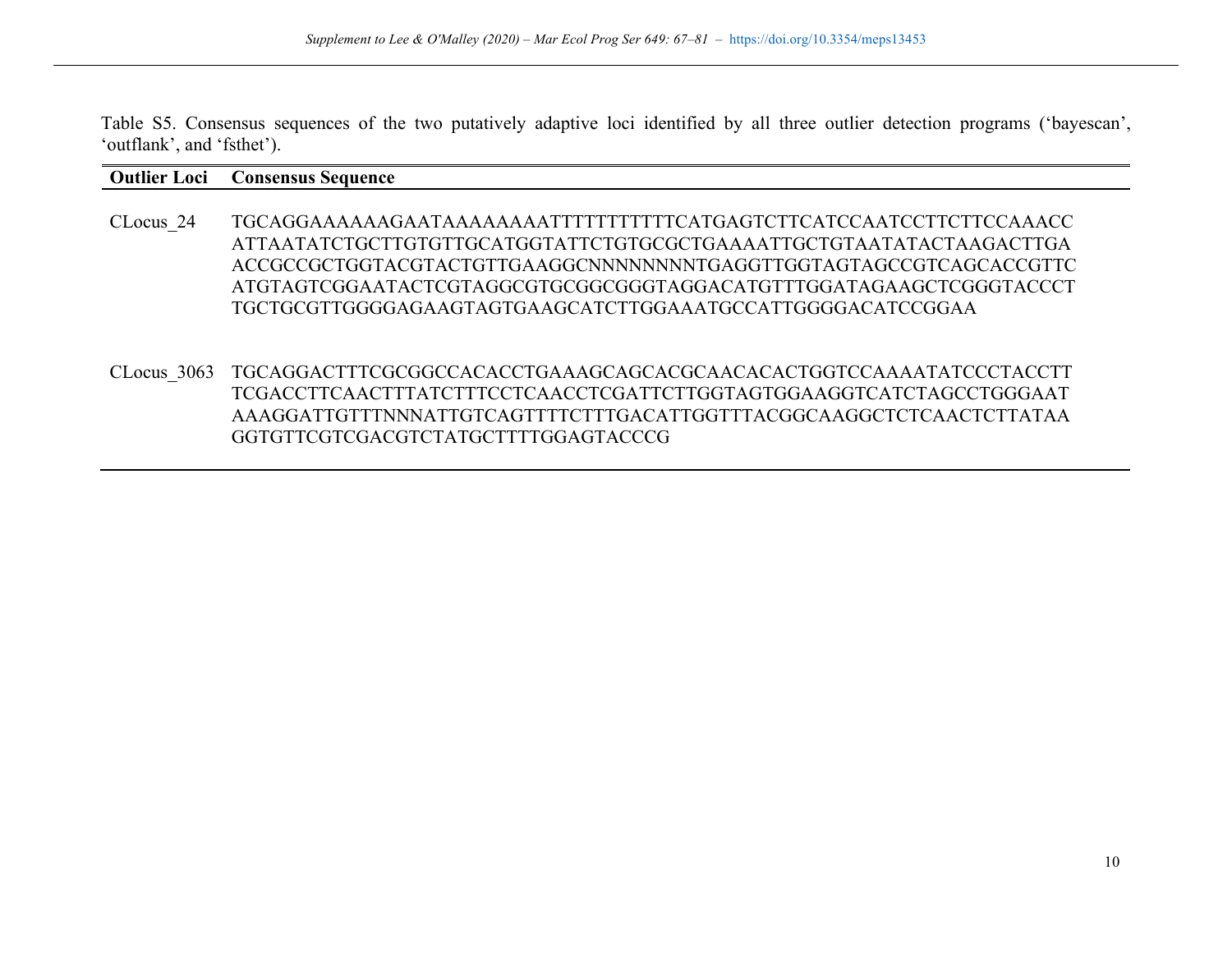Table S5. Consensus sequences of the two putatively adaptive loci identified by all three outlier detection programs ('bayescan', 'outflank', and 'fsthet').

| Outlier Loci | Consensus Sequence |
|---|---|
| CLocus_24 | TGCAGGAAAAAAGAATAAAAAAAATTTTTTTTTTCATGAGTCTTCATCCAATCCTTCTTCCAAACC ATTAATATCTGCTTGTGTTGCATGGTATTCTGTGCGCTGAAAATTGCTGTAATATACTAAGACTTGA ACCGCCGCTGGTACGTACTGTTGAAGGCNNNNNNNNTGAGGTTGGTAGTAGCCGTCAGCACCGTTC ATGTAGTCGGAATACTCGTAGGCGTGCGGCGGGTAGGACATGTTTGGATAGAAGCTCGGGTACCCT TGCTGCGTTGGGGAGAAGTAGTGAAGCATCTTGGAAATGCCATTGGGGACATCCGGAA |
| CLocus_3063 | TGCAGGACTTTCGCGGCCACACCTGAAAGCAGCACGCAACACACTGGTCCAAAATATCCCTACCTT TCGACCTTCAACTTTATCTTTCCTCAACCTCGATTCTTGGTAGTGGAAGGTCATCTAGCCTGGGAAT AAAGGATTGTTTNNNATTGTCAGTTTTCTTTGACATTGGTTTACGGCAAGGCTCTCAACTCTTATAA GGTGTTCGTCGACGTCTATGCTTTTGGAGTACCCG |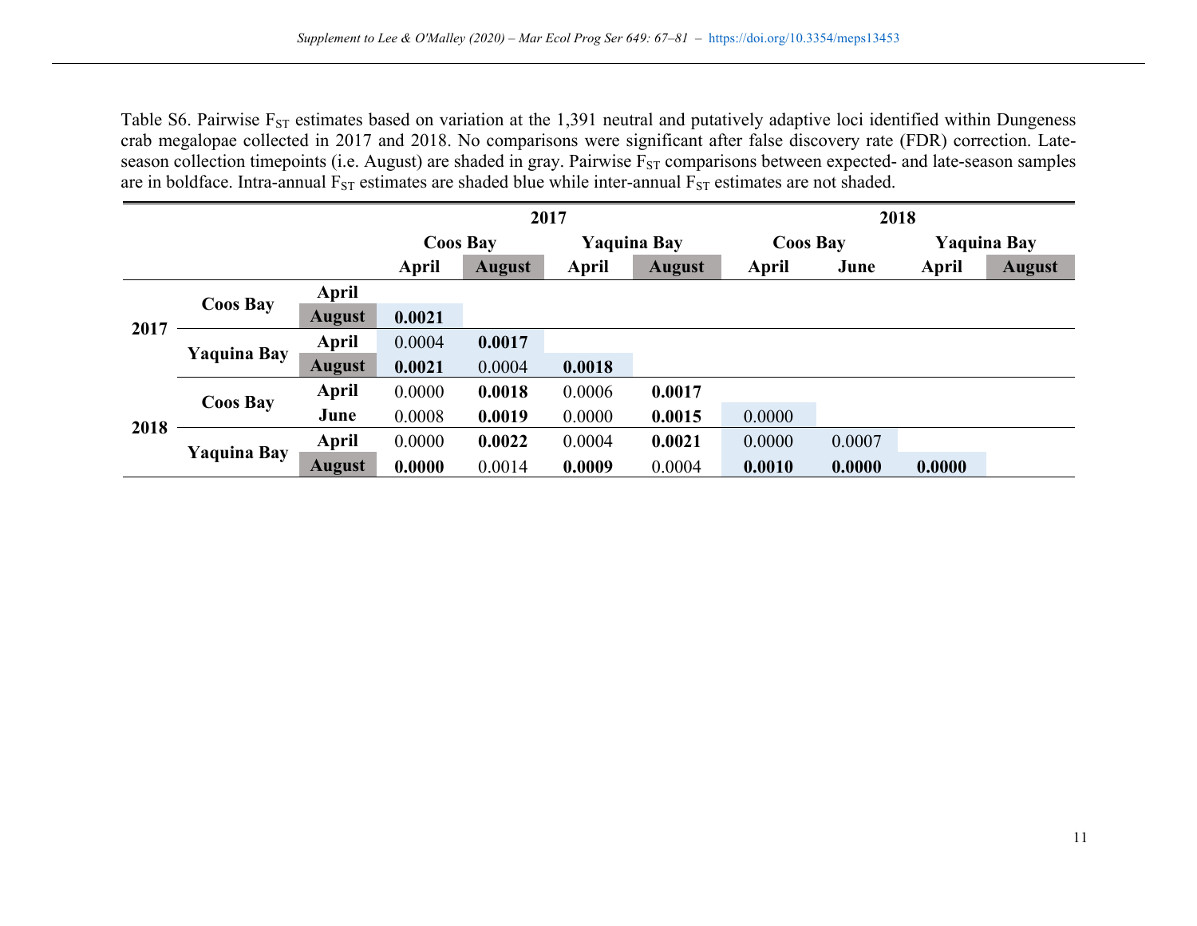Table S6. Pairwise $F_{ST}$ estimates based on variation at the 1,391 neutral and putatively adaptive loci identified within Dungeness crab megalopae collected in 2017 and 2018. No comparisons were significant after false discovery rate (FDR) correction. Late-season collection timepoints (i.e. August) are shaded in gray. Pairwise $F_{ST}$ comparisons between expected- and late-season samples are in boldface. Intra-annual $F_{ST}$ estimates are shaded blue while inter-annual $F_{ST}$ estimates are not shaded.

| | | | 2017 | | | | 2018 | | | |
|---|---|---|---|---|---|---|---|---|---|---|
| | | | Coos Bay | | Yaquina Bay | | Coos Bay | | Yaquina Bay | |
| | | | April | August | April | August | April | June | April | August |
| 2017 | Coos Bay | April | | | | | | | | |
| | | August | **0.0021** | | | | | | | |
| | Yaquina Bay | April | 0.0004 | **0.0017** | | | | | | |
| | | August | **0.0021** | 0.0004 | **0.0018** | | | | | |
| 2018 | Coos Bay | April | 0.0000 | **0.0018** | 0.0006 | **0.0017** | | | | |
| | | June | 0.0008 | **0.0019** | 0.0000 | **0.0015** | 0.0000 | | | |
| | Yaquina Bay | April | 0.0000 | **0.0022** | 0.0004 | **0.0021** | 0.0000 | 0.0007 | | |
| | | August | **0.0000** | 0.0014 | **0.0009** | 0.0004 | **0.0010** | **0.0000** | **0.0000** | |